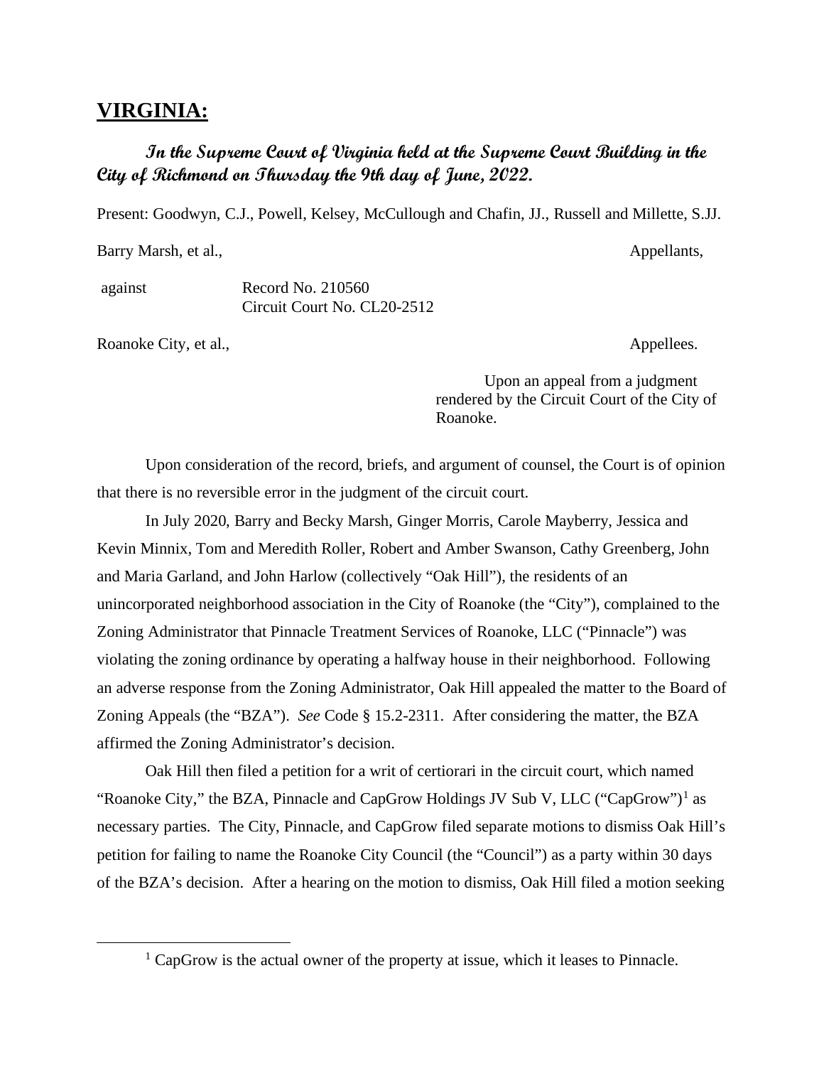# **VIRGINIA:**

***In the Supreme Court of Virginia held at the Supreme Court Building in the City of Richmond on Thursday the 9th day of June, 2022.***

Present: Goodwyn, C.J., Powell, Kelsey, McCullough and Chafin, JJ., Russell and Millette, S.JJ.

Barry Marsh, et al., Appellants,

against Record No. 210560
Circuit Court No. CL20-2512

Roanoke City, et al., Appellees.

Upon an appeal from a judgment rendered by the Circuit Court of the City of Roanoke.

Upon consideration of the record, briefs, and argument of counsel, the Court is of opinion that there is no reversible error in the judgment of the circuit court.

In July 2020, Barry and Becky Marsh, Ginger Morris, Carole Mayberry, Jessica and Kevin Minnix, Tom and Meredith Roller, Robert and Amber Swanson, Cathy Greenberg, John and Maria Garland, and John Harlow (collectively "Oak Hill"), the residents of an unincorporated neighborhood association in the City of Roanoke (the "City"), complained to the Zoning Administrator that Pinnacle Treatment Services of Roanoke, LLC ("Pinnacle") was violating the zoning ordinance by operating a halfway house in their neighborhood. Following an adverse response from the Zoning Administrator, Oak Hill appealed the matter to the Board of Zoning Appeals (the "BZA"). *See* Code § 15.2-2311. After considering the matter, the BZA affirmed the Zoning Administrator's decision.

Oak Hill then filed a petition for a writ of certiorari in the circuit court, which named "Roanoke City," the BZA, Pinnacle and CapGrow Holdings JV Sub V, LLC ("CapGrow")[1] as necessary parties. The City, Pinnacle, and CapGrow filed separate motions to dismiss Oak Hill's petition for failing to name the Roanoke City Council (the "Council") as a party within 30 days of the BZA's decision. After a hearing on the motion to dismiss, Oak Hill filed a motion seeking

[1] CapGrow is the actual owner of the property at issue, which it leases to Pinnacle.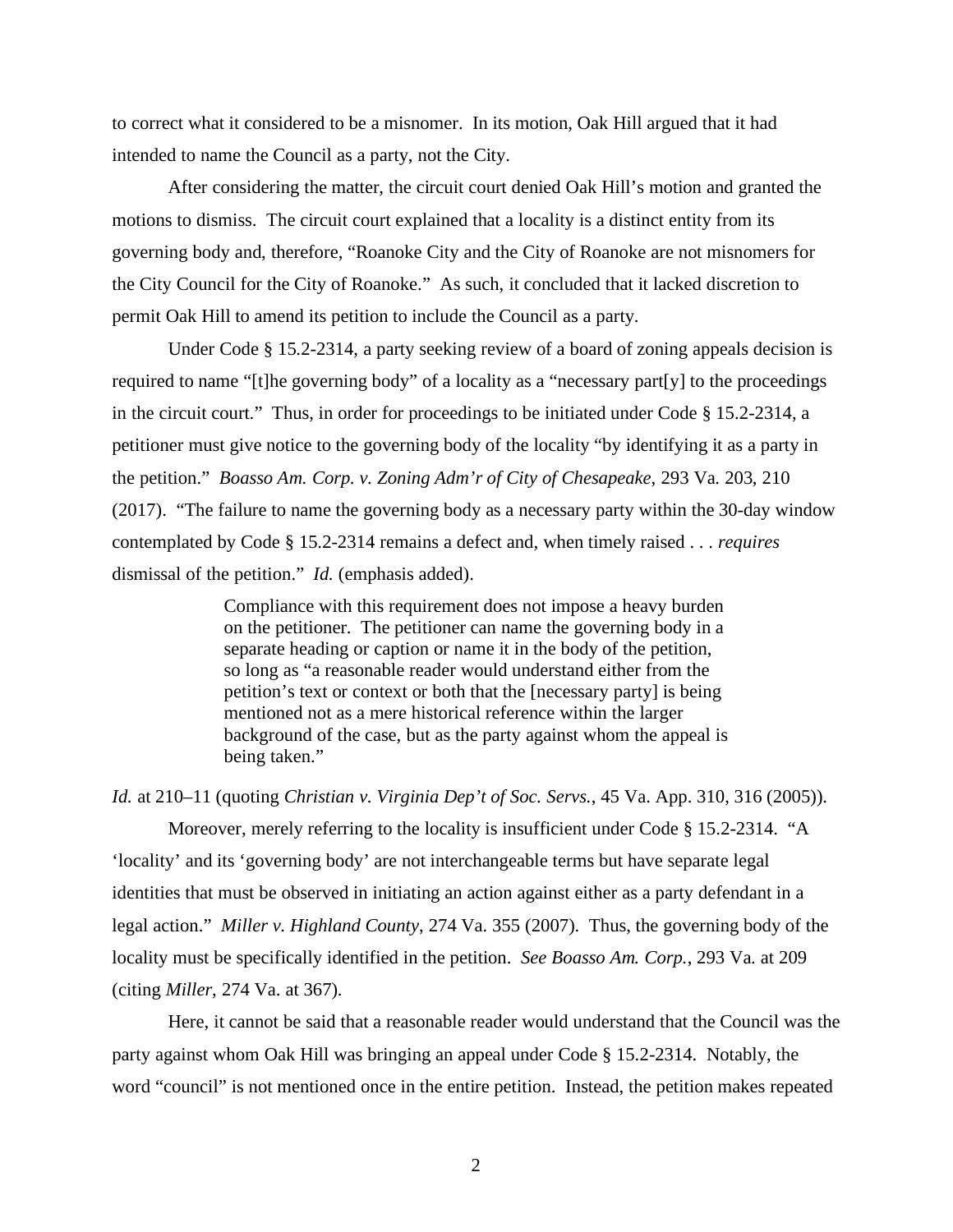to correct what it considered to be a misnomer. In its motion, Oak Hill argued that it had intended to name the Council as a party, not the City.

After considering the matter, the circuit court denied Oak Hill's motion and granted the motions to dismiss. The circuit court explained that a locality is a distinct entity from its governing body and, therefore, "Roanoke City and the City of Roanoke are not misnomers for the City Council for the City of Roanoke." As such, it concluded that it lacked discretion to permit Oak Hill to amend its petition to include the Council as a party.

Under Code § 15.2-2314, a party seeking review of a board of zoning appeals decision is required to name "[t]he governing body" of a locality as a "necessary part[y] to the proceedings in the circuit court." Thus, in order for proceedings to be initiated under Code § 15.2-2314, a petitioner must give notice to the governing body of the locality "by identifying it as a party in the petition." *Boasso Am. Corp. v. Zoning Adm'r of City of Chesapeake*, 293 Va. 203, 210 (2017). "The failure to name the governing body as a necessary party within the 30-day window contemplated by Code § 15.2-2314 remains a defect and, when timely raised . . . *requires* dismissal of the petition." *Id.* (emphasis added).

> Compliance with this requirement does not impose a heavy burden on the petitioner. The petitioner can name the governing body in a separate heading or caption or name it in the body of the petition, so long as "a reasonable reader would understand either from the petition's text or context or both that the [necessary party] is being mentioned not as a mere historical reference within the larger background of the case, but as the party against whom the appeal is being taken."

*Id.* at 210–11 (quoting *Christian v. Virginia Dep't of Soc. Servs.*, 45 Va. App. 310, 316 (2005)).

Moreover, merely referring to the locality is insufficient under Code § 15.2-2314. "A 'locality' and its 'governing body' are not interchangeable terms but have separate legal identities that must be observed in initiating an action against either as a party defendant in a legal action." *Miller v. Highland County*, 274 Va. 355 (2007). Thus, the governing body of the locality must be specifically identified in the petition. *See Boasso Am. Corp.*, 293 Va. at 209 (citing *Miller*, 274 Va. at 367).

Here, it cannot be said that a reasonable reader would understand that the Council was the party against whom Oak Hill was bringing an appeal under Code § 15.2-2314. Notably, the word "council" is not mentioned once in the entire petition. Instead, the petition makes repeated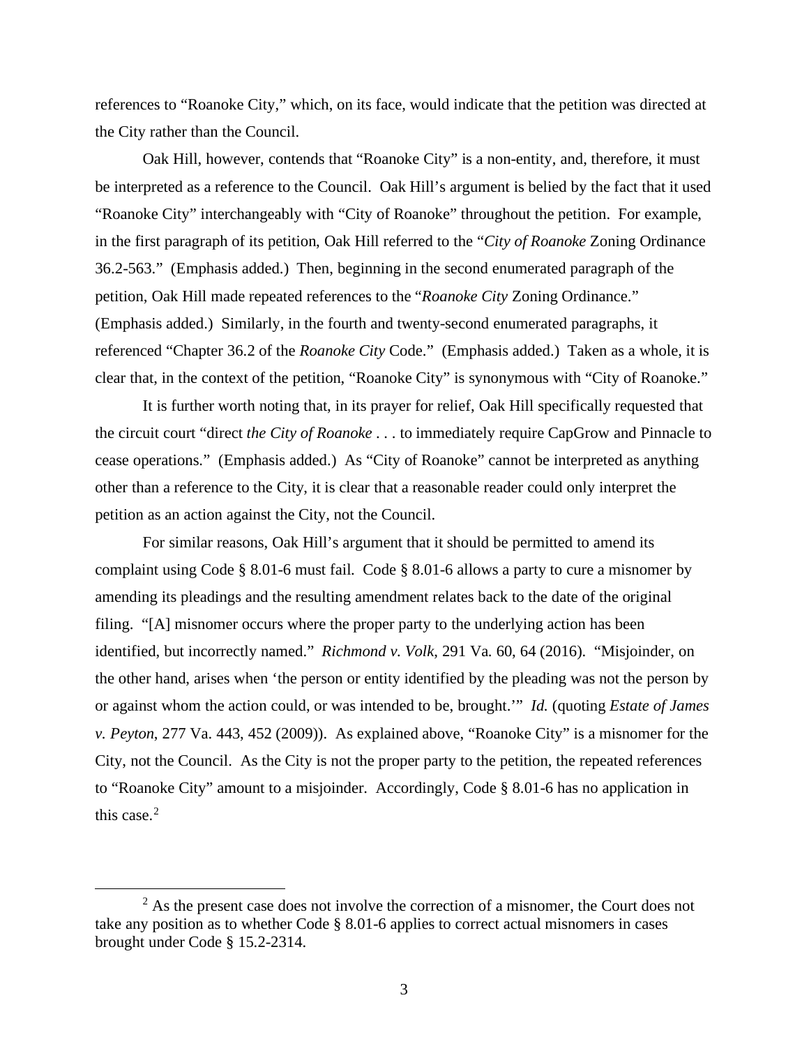references to "Roanoke City," which, on its face, would indicate that the petition was directed at the City rather than the Council.

Oak Hill, however, contends that "Roanoke City" is a non-entity, and, therefore, it must be interpreted as a reference to the Council. Oak Hill's argument is belied by the fact that it used "Roanoke City" interchangeably with "City of Roanoke" throughout the petition. For example, in the first paragraph of its petition, Oak Hill referred to the "*City of Roanoke* Zoning Ordinance 36.2-563." (Emphasis added.) Then, beginning in the second enumerated paragraph of the petition, Oak Hill made repeated references to the "*Roanoke City* Zoning Ordinance." (Emphasis added.) Similarly, in the fourth and twenty-second enumerated paragraphs, it referenced "Chapter 36.2 of the *Roanoke City* Code." (Emphasis added.) Taken as a whole, it is clear that, in the context of the petition, "Roanoke City" is synonymous with "City of Roanoke."

It is further worth noting that, in its prayer for relief, Oak Hill specifically requested that the circuit court "direct *the City of Roanoke* . . . to immediately require CapGrow and Pinnacle to cease operations." (Emphasis added.) As "City of Roanoke" cannot be interpreted as anything other than a reference to the City, it is clear that a reasonable reader could only interpret the petition as an action against the City, not the Council.

For similar reasons, Oak Hill's argument that it should be permitted to amend its complaint using Code § 8.01-6 must fail. Code § 8.01-6 allows a party to cure a misnomer by amending its pleadings and the resulting amendment relates back to the date of the original filing. "[A] misnomer occurs where the proper party to the underlying action has been identified, but incorrectly named." *Richmond v. Volk*, 291 Va. 60, 64 (2016). "Misjoinder, on the other hand, arises when 'the person or entity identified by the pleading was not the person by or against whom the action could, or was intended to be, brought.'" *Id.* (quoting *Estate of James v. Peyton*, 277 Va. 443, 452 (2009)). As explained above, "Roanoke City" is a misnomer for the City, not the Council. As the City is not the proper party to the petition, the repeated references to "Roanoke City" amount to a misjoinder. Accordingly, Code § 8.01-6 has no application in this case.[2]

[2] As the present case does not involve the correction of a misnomer, the Court does not take any position as to whether Code § 8.01-6 applies to correct actual misnomers in cases brought under Code § 15.2-2314.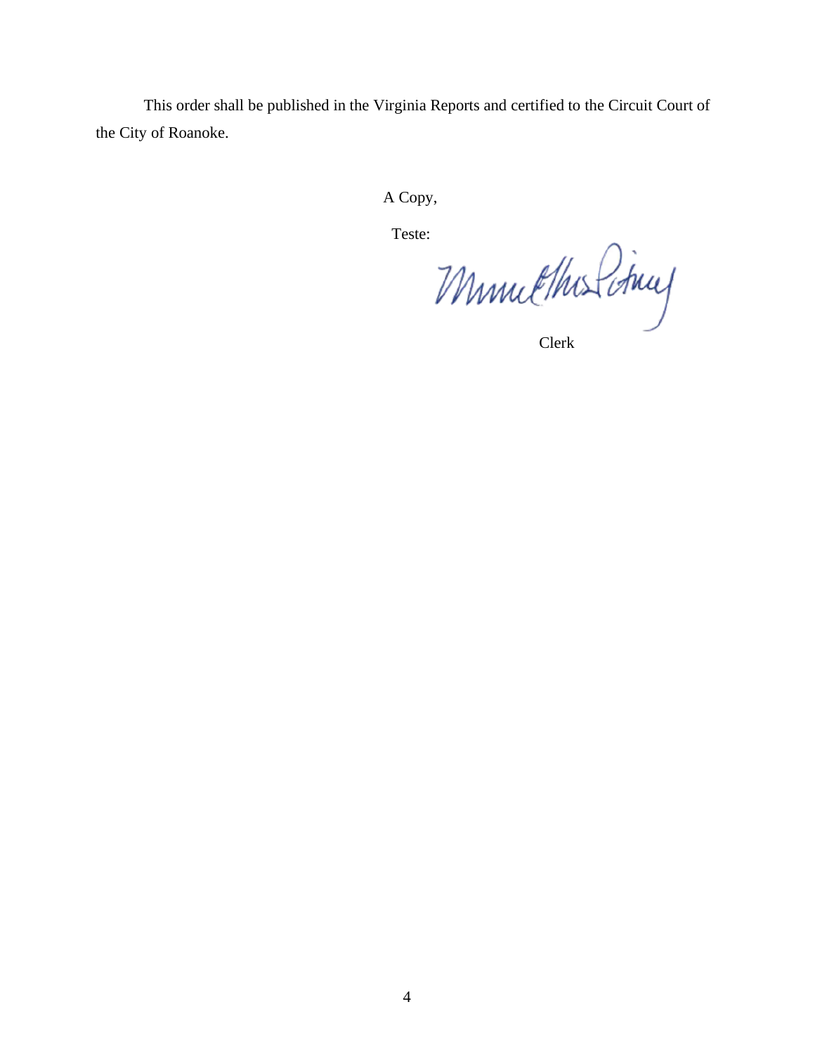This order shall be published in the Virginia Reports and certified to the Circuit Court of the City of Roanoke.

A Copy,

Teste:

Clerk